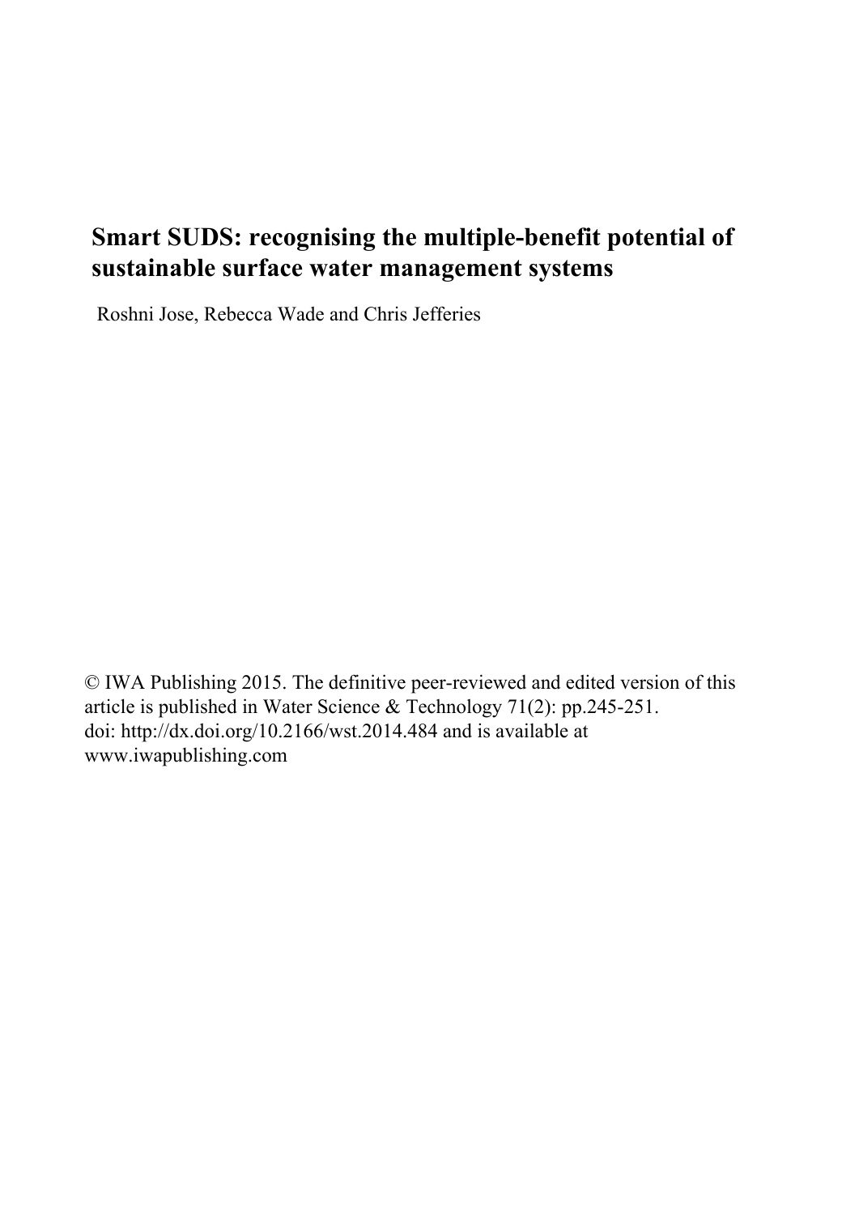# Smart SUDS: recognising the multiple-benefit potential of sustainable surface water management systems

Roshni Jose, Rebecca Wade and Chris Jefferies

© IWA Publishing 2015. The definitive peer-reviewed and edited version of this article is published in Water Science & Technology 71(2): pp.245-251. doi: http://dx.doi.org/10.2166/wst.2014.484 and is available at www.iwapublishing.com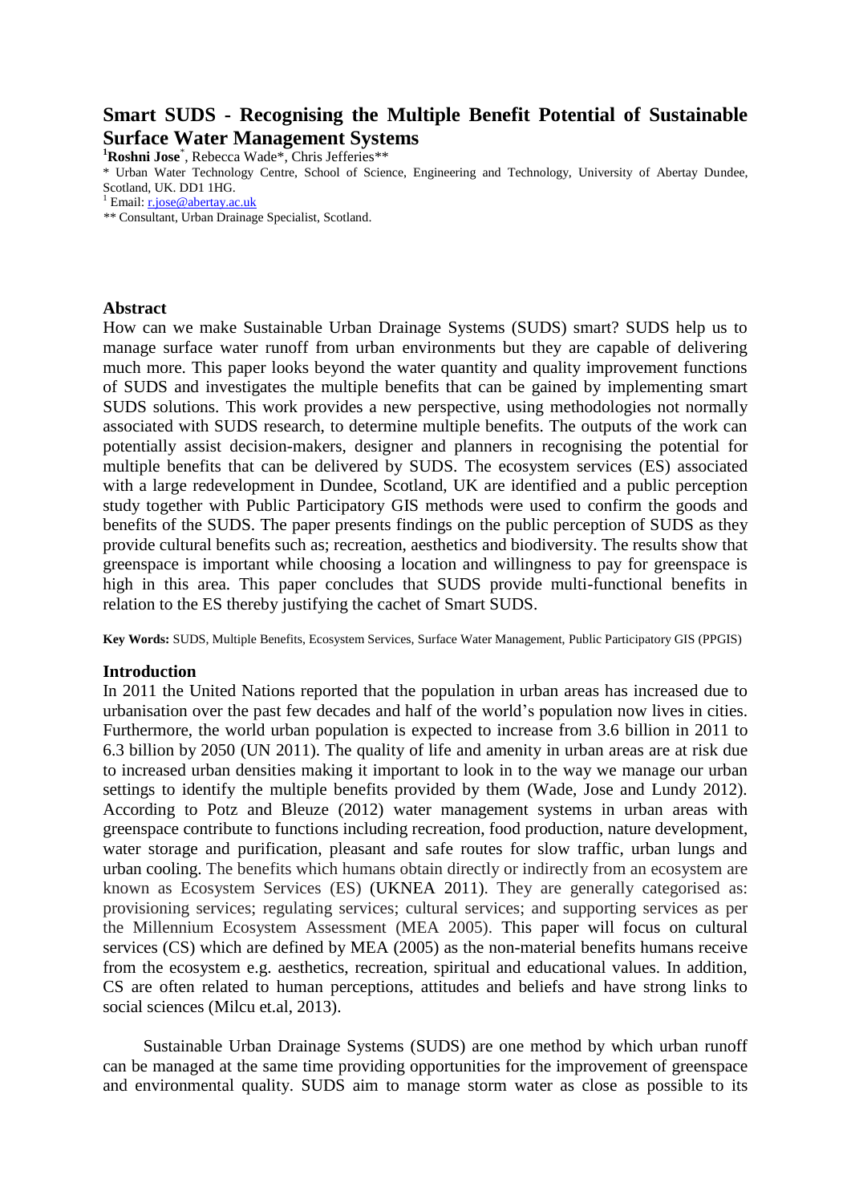# Smart SUDS - Recognising the Multiple Benefit Potential of Sustainable Surface Water Management Systems

**Roshni Jose**[1,*], Rebecca Wade*, Chris Jefferies**

* Urban Water Technology Centre, School of Science, Engineering and Technology, University of Abertay Dundee, Scotland, UK. DD1 1HG.

[1] Email: r.jose@abertay.ac.uk

** Consultant, Urban Drainage Specialist, Scotland.

## Abstract

How can we make Sustainable Urban Drainage Systems (SUDS) smart? SUDS help us to manage surface water runoff from urban environments but they are capable of delivering much more. This paper looks beyond the water quantity and quality improvement functions of SUDS and investigates the multiple benefits that can be gained by implementing smart SUDS solutions. This work provides a new perspective, using methodologies not normally associated with SUDS research, to determine multiple benefits. The outputs of the work can potentially assist decision-makers, designer and planners in recognising the potential for multiple benefits that can be delivered by SUDS. The ecosystem services (ES) associated with a large redevelopment in Dundee, Scotland, UK are identified and a public perception study together with Public Participatory GIS methods were used to confirm the goods and benefits of the SUDS. The paper presents findings on the public perception of SUDS as they provide cultural benefits such as; recreation, aesthetics and biodiversity. The results show that greenspace is important while choosing a location and willingness to pay for greenspace is high in this area. This paper concludes that SUDS provide multi-functional benefits in relation to the ES thereby justifying the cachet of Smart SUDS.

**Key Words:** SUDS, Multiple Benefits, Ecosystem Services, Surface Water Management, Public Participatory GIS (PPGIS)

## Introduction

In 2011 the United Nations reported that the population in urban areas has increased due to urbanisation over the past few decades and half of the world's population now lives in cities. Furthermore, the world urban population is expected to increase from 3.6 billion in 2011 to 6.3 billion by 2050 (UN 2011). The quality of life and amenity in urban areas are at risk due to increased urban densities making it important to look in to the way we manage our urban settings to identify the multiple benefits provided by them (Wade, Jose and Lundy 2012). According to Potz and Bleuze (2012) water management systems in urban areas with greenspace contribute to functions including recreation, food production, nature development, water storage and purification, pleasant and safe routes for slow traffic, urban lungs and urban cooling. The benefits which humans obtain directly or indirectly from an ecosystem are known as Ecosystem Services (ES) (UKNEA 2011). They are generally categorised as: provisioning services; regulating services; cultural services; and supporting services as per the Millennium Ecosystem Assessment (MEA 2005). This paper will focus on cultural services (CS) which are defined by MEA (2005) as the non-material benefits humans receive from the ecosystem e.g. aesthetics, recreation, spiritual and educational values. In addition, CS are often related to human perceptions, attitudes and beliefs and have strong links to social sciences (Milcu et.al, 2013).

Sustainable Urban Drainage Systems (SUDS) are one method by which urban runoff can be managed at the same time providing opportunities for the improvement of greenspace and environmental quality. SUDS aim to manage storm water as close as possible to its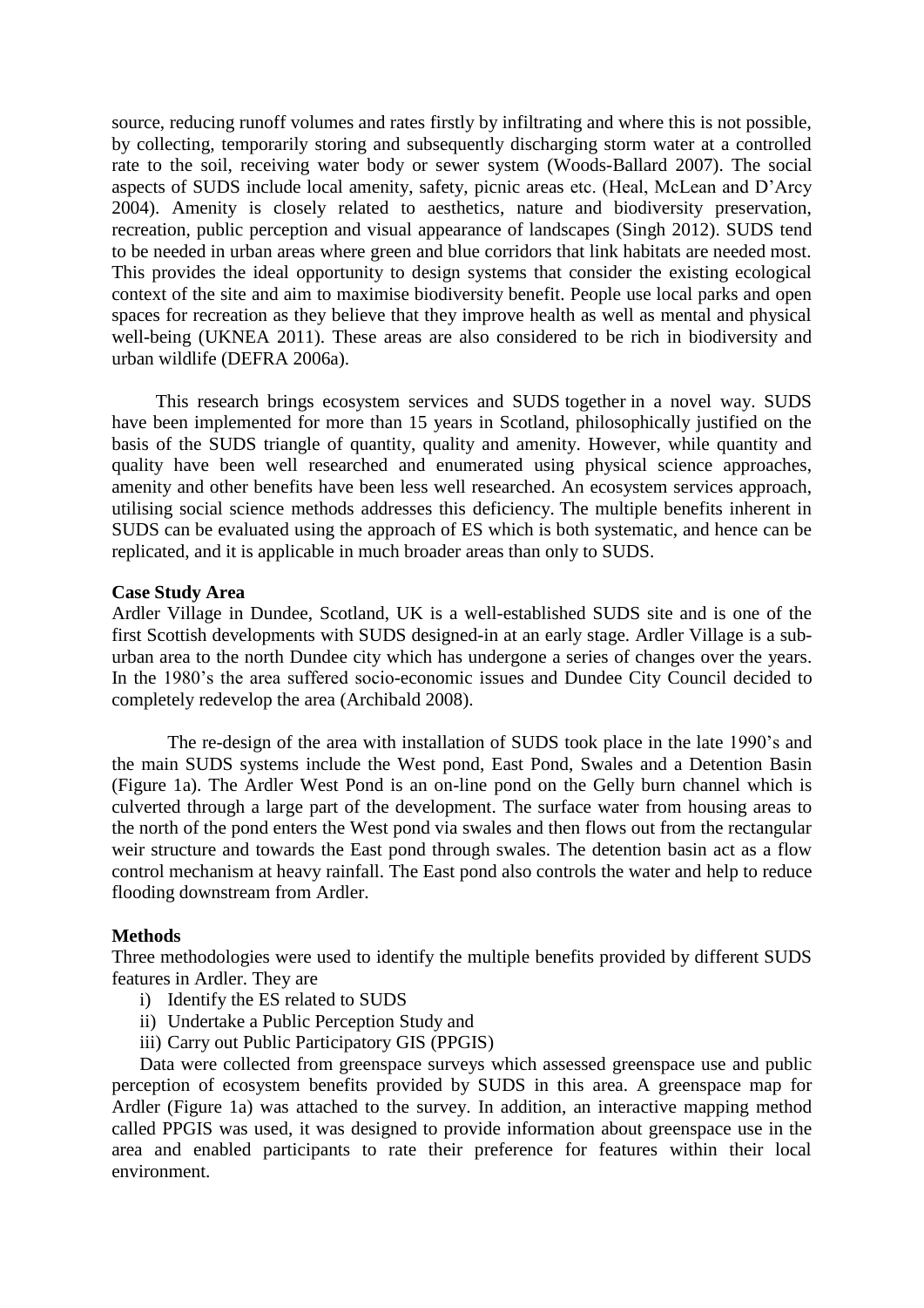source, reducing runoff volumes and rates firstly by infiltrating and where this is not possible, by collecting, temporarily storing and subsequently discharging storm water at a controlled rate to the soil, receiving water body or sewer system (Woods-Ballard 2007). The social aspects of SUDS include local amenity, safety, picnic areas etc. (Heal, McLean and D'Arcy 2004). Amenity is closely related to aesthetics, nature and biodiversity preservation, recreation, public perception and visual appearance of landscapes (Singh 2012). SUDS tend to be needed in urban areas where green and blue corridors that link habitats are needed most. This provides the ideal opportunity to design systems that consider the existing ecological context of the site and aim to maximise biodiversity benefit. People use local parks and open spaces for recreation as they believe that they improve health as well as mental and physical well-being (UKNEA 2011). These areas are also considered to be rich in biodiversity and urban wildlife (DEFRA 2006a).

This research brings ecosystem services and SUDS together in a novel way. SUDS have been implemented for more than 15 years in Scotland, philosophically justified on the basis of the SUDS triangle of quantity, quality and amenity. However, while quantity and quality have been well researched and enumerated using physical science approaches, amenity and other benefits have been less well researched. An ecosystem services approach, utilising social science methods addresses this deficiency. The multiple benefits inherent in SUDS can be evaluated using the approach of ES which is both systematic, and hence can be replicated, and it is applicable in much broader areas than only to SUDS.

**Case Study Area**

Ardler Village in Dundee, Scotland, UK is a well-established SUDS site and is one of the first Scottish developments with SUDS designed-in at an early stage. Ardler Village is a sub-urban area to the north Dundee city which has undergone a series of changes over the years. In the 1980's the area suffered socio-economic issues and Dundee City Council decided to completely redevelop the area (Archibald 2008).

The re-design of the area with installation of SUDS took place in the late 1990's and the main SUDS systems include the West pond, East Pond, Swales and a Detention Basin (Figure 1a). The Ardler West Pond is an on-line pond on the Gelly burn channel which is culverted through a large part of the development. The surface water from housing areas to the north of the pond enters the West pond via swales and then flows out from the rectangular weir structure and towards the East pond through swales. The detention basin act as a flow control mechanism at heavy rainfall. The East pond also controls the water and help to reduce flooding downstream from Ardler.

**Methods**

Three methodologies were used to identify the multiple benefits provided by different SUDS features in Ardler. They are

i) Identify the ES related to SUDS
ii) Undertake a Public Perception Study and
iii) Carry out Public Participatory GIS (PPGIS)

Data were collected from greenspace surveys which assessed greenspace use and public perception of ecosystem benefits provided by SUDS in this area. A greenspace map for Ardler (Figure 1a) was attached to the survey. In addition, an interactive mapping method called PPGIS was used, it was designed to provide information about greenspace use in the area and enabled participants to rate their preference for features within their local environment.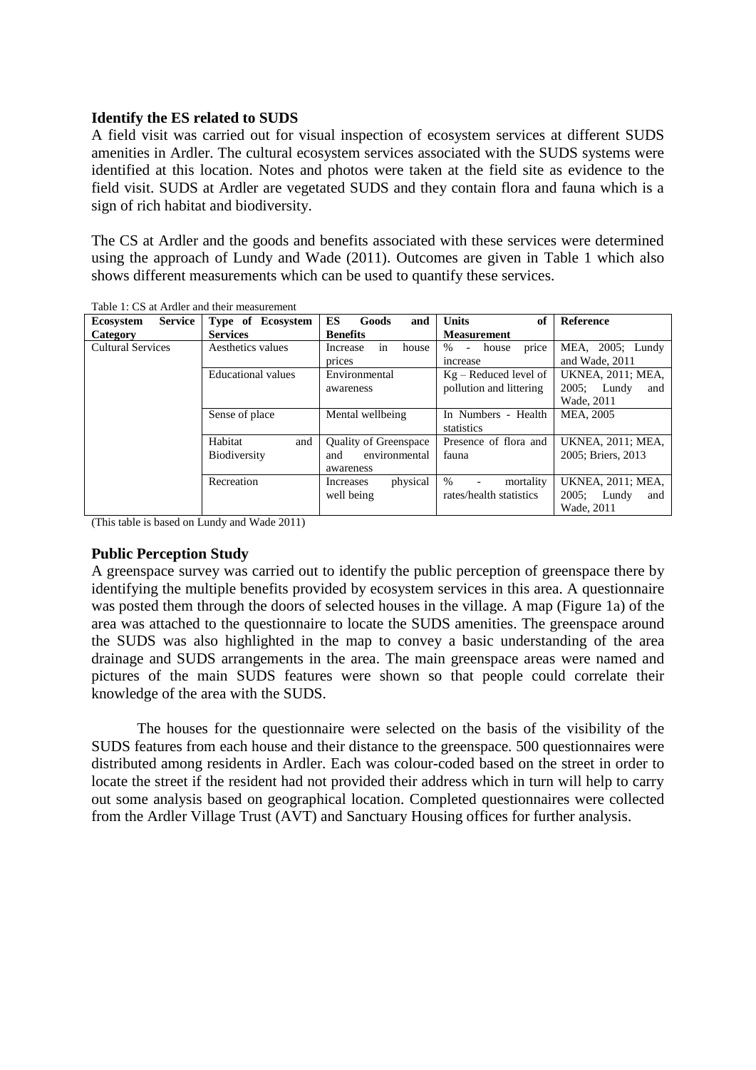### Identify the ES related to SUDS

A field visit was carried out for visual inspection of ecosystem services at different SUDS amenities in Ardler. The cultural ecosystem services associated with the SUDS systems were identified at this location. Notes and photos were taken at the field site as evidence to the field visit. SUDS at Ardler are vegetated SUDS and they contain flora and fauna which is a sign of rich habitat and biodiversity.

The CS at Ardler and the goods and benefits associated with these services were determined using the approach of Lundy and Wade (2011). Outcomes are given in Table 1 which also shows different measurements which can be used to quantify these services.

Table 1: CS at Ardler and their measurement

| Ecosystem Service Category | Type of Ecosystem Services | ES Goods and Benefits | Units of Measurement | Reference |
|---|---|---|---|---|
| Cultural Services | Aesthetics values | Increase in house prices | % - house price increase | MEA, 2005; Lundy and Wade, 2011 |
| | Educational values | Environmental awareness | Kg – Reduced level of pollution and littering | UKNEA, 2011; MEA, 2005; Lundy and Wade, 2011 |
| | Sense of place | Mental wellbeing | In Numbers - Health statistics | MEA, 2005 |
| | Habitat and Biodiversity | Quality of Greenspace and environmental awareness | Presence of flora and fauna | UKNEA, 2011; MEA, 2005; Briers, 2013 |
| | Recreation | Increases physical well being | % - mortality rates/health statistics | UKNEA, 2011; MEA, 2005; Lundy and Wade, 2011 |

(This table is based on Lundy and Wade 2011)

### Public Perception Study

A greenspace survey was carried out to identify the public perception of greenspace there by identifying the multiple benefits provided by ecosystem services in this area. A questionnaire was posted them through the doors of selected houses in the village. A map (Figure 1a) of the area was attached to the questionnaire to locate the SUDS amenities. The greenspace around the SUDS was also highlighted in the map to convey a basic understanding of the area drainage and SUDS arrangements in the area. The main greenspace areas were named and pictures of the main SUDS features were shown so that people could correlate their knowledge of the area with the SUDS.

The houses for the questionnaire were selected on the basis of the visibility of the SUDS features from each house and their distance to the greenspace. 500 questionnaires were distributed among residents in Ardler. Each was colour-coded based on the street in order to locate the street if the resident had not provided their address which in turn will help to carry out some analysis based on geographical location. Completed questionnaires were collected from the Ardler Village Trust (AVT) and Sanctuary Housing offices for further analysis.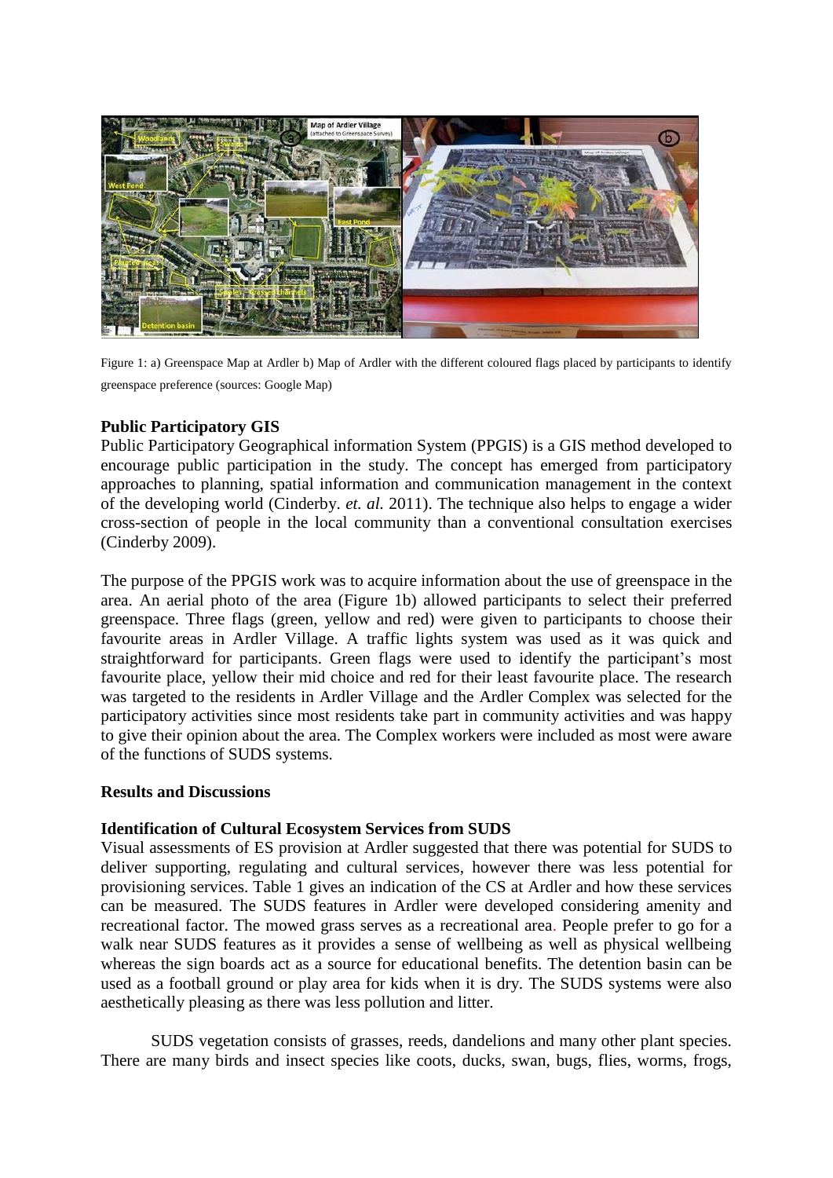Figure 1: a) Greenspace Map at Ardler b) Map of Ardler with the different coloured flags placed by participants to identify greenspace preference (sources: Google Map)

**Public Participatory GIS**

Public Participatory Geographical information System (PPGIS) is a GIS method developed to encourage public participation in the study. The concept has emerged from participatory approaches to planning, spatial information and communication management in the context of the developing world (Cinderby. *et. al.* 2011). The technique also helps to engage a wider cross-section of people in the local community than a conventional consultation exercises (Cinderby 2009).

The purpose of the PPGIS work was to acquire information about the use of greenspace in the area. An aerial photo of the area (Figure 1b) allowed participants to select their preferred greenspace. Three flags (green, yellow and red) were given to participants to choose their favourite areas in Ardler Village. A traffic lights system was used as it was quick and straightforward for participants. Green flags were used to identify the participant's most favourite place, yellow their mid choice and red for their least favourite place. The research was targeted to the residents in Ardler Village and the Ardler Complex was selected for the participatory activities since most residents take part in community activities and was happy to give their opinion about the area. The Complex workers were included as most were aware of the functions of SUDS systems.

**Results and Discussions**

**Identification of Cultural Ecosystem Services from SUDS**

Visual assessments of ES provision at Ardler suggested that there was potential for SUDS to deliver supporting, regulating and cultural services, however there was less potential for provisioning services. Table 1 gives an indication of the CS at Ardler and how these services can be measured. The SUDS features in Ardler were developed considering amenity and recreational factor. The mowed grass serves as a recreational area. People prefer to go for a walk near SUDS features as it provides a sense of wellbeing as well as physical wellbeing whereas the sign boards act as a source for educational benefits. The detention basin can be used as a football ground or play area for kids when it is dry. The SUDS systems were also aesthetically pleasing as there was less pollution and litter.

SUDS vegetation consists of grasses, reeds, dandelions and many other plant species. There are many birds and insect species like coots, ducks, swan, bugs, flies, worms, frogs,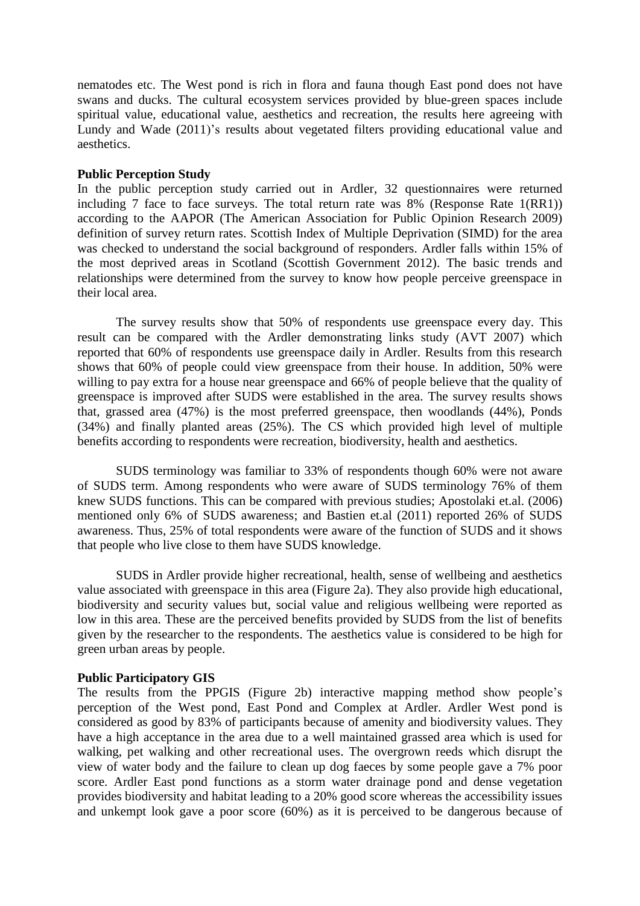nematodes etc. The West pond is rich in flora and fauna though East pond does not have swans and ducks. The cultural ecosystem services provided by blue-green spaces include spiritual value, educational value, aesthetics and recreation, the results here agreeing with Lundy and Wade (2011)'s results about vegetated filters providing educational value and aesthetics.

**Public Perception Study**

In the public perception study carried out in Ardler, 32 questionnaires were returned including 7 face to face surveys. The total return rate was 8% (Response Rate 1(RR1)) according to the AAPOR (The American Association for Public Opinion Research 2009) definition of survey return rates. Scottish Index of Multiple Deprivation (SIMD) for the area was checked to understand the social background of responders. Ardler falls within 15% of the most deprived areas in Scotland (Scottish Government 2012). The basic trends and relationships were determined from the survey to know how people perceive greenspace in their local area.

The survey results show that 50% of respondents use greenspace every day. This result can be compared with the Ardler demonstrating links study (AVT 2007) which reported that 60% of respondents use greenspace daily in Ardler. Results from this research shows that 60% of people could view greenspace from their house. In addition, 50% were willing to pay extra for a house near greenspace and 66% of people believe that the quality of greenspace is improved after SUDS were established in the area. The survey results shows that, grassed area (47%) is the most preferred greenspace, then woodlands (44%), Ponds (34%) and finally planted areas (25%). The CS which provided high level of multiple benefits according to respondents were recreation, biodiversity, health and aesthetics.

SUDS terminology was familiar to 33% of respondents though 60% were not aware of SUDS term. Among respondents who were aware of SUDS terminology 76% of them knew SUDS functions. This can be compared with previous studies; Apostolaki et.al. (2006) mentioned only 6% of SUDS awareness; and Bastien et.al (2011) reported 26% of SUDS awareness. Thus, 25% of total respondents were aware of the function of SUDS and it shows that people who live close to them have SUDS knowledge.

SUDS in Ardler provide higher recreational, health, sense of wellbeing and aesthetics value associated with greenspace in this area (Figure 2a). They also provide high educational, biodiversity and security values but, social value and religious wellbeing were reported as low in this area. These are the perceived benefits provided by SUDS from the list of benefits given by the researcher to the respondents. The aesthetics value is considered to be high for green urban areas by people.

**Public Participatory GIS**

The results from the PPGIS (Figure 2b) interactive mapping method show people's perception of the West pond, East Pond and Complex at Ardler. Ardler West pond is considered as good by 83% of participants because of amenity and biodiversity values. They have a high acceptance in the area due to a well maintained grassed area which is used for walking, pet walking and other recreational uses. The overgrown reeds which disrupt the view of water body and the failure to clean up dog faeces by some people gave a 7% poor score. Ardler East pond functions as a storm water drainage pond and dense vegetation provides biodiversity and habitat leading to a 20% good score whereas the accessibility issues and unkempt look gave a poor score (60%) as it is perceived to be dangerous because of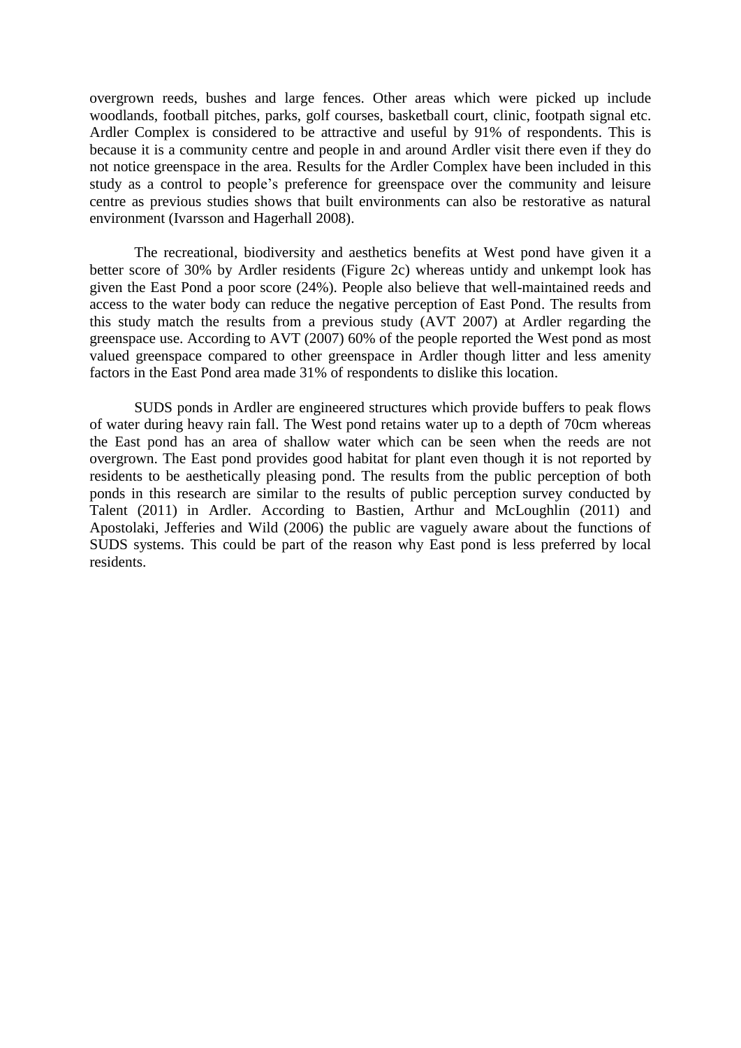overgrown reeds, bushes and large fences. Other areas which were picked up include woodlands, football pitches, parks, golf courses, basketball court, clinic, footpath signal etc. Ardler Complex is considered to be attractive and useful by 91% of respondents. This is because it is a community centre and people in and around Ardler visit there even if they do not notice greenspace in the area. Results for the Ardler Complex have been included in this study as a control to people's preference for greenspace over the community and leisure centre as previous studies shows that built environments can also be restorative as natural environment (Ivarsson and Hagerhall 2008).

The recreational, biodiversity and aesthetics benefits at West pond have given it a better score of 30% by Ardler residents (Figure 2c) whereas untidy and unkempt look has given the East Pond a poor score (24%). People also believe that well-maintained reeds and access to the water body can reduce the negative perception of East Pond. The results from this study match the results from a previous study (AVT 2007) at Ardler regarding the greenspace use. According to AVT (2007) 60% of the people reported the West pond as most valued greenspace compared to other greenspace in Ardler though litter and less amenity factors in the East Pond area made 31% of respondents to dislike this location.

SUDS ponds in Ardler are engineered structures which provide buffers to peak flows of water during heavy rain fall. The West pond retains water up to a depth of 70cm whereas the East pond has an area of shallow water which can be seen when the reeds are not overgrown. The East pond provides good habitat for plant even though it is not reported by residents to be aesthetically pleasing pond. The results from the public perception of both ponds in this research are similar to the results of public perception survey conducted by Talent (2011) in Ardler. According to Bastien, Arthur and McLoughlin (2011) and Apostolaki, Jefferies and Wild (2006) the public are vaguely aware about the functions of SUDS systems. This could be part of the reason why East pond is less preferred by local residents.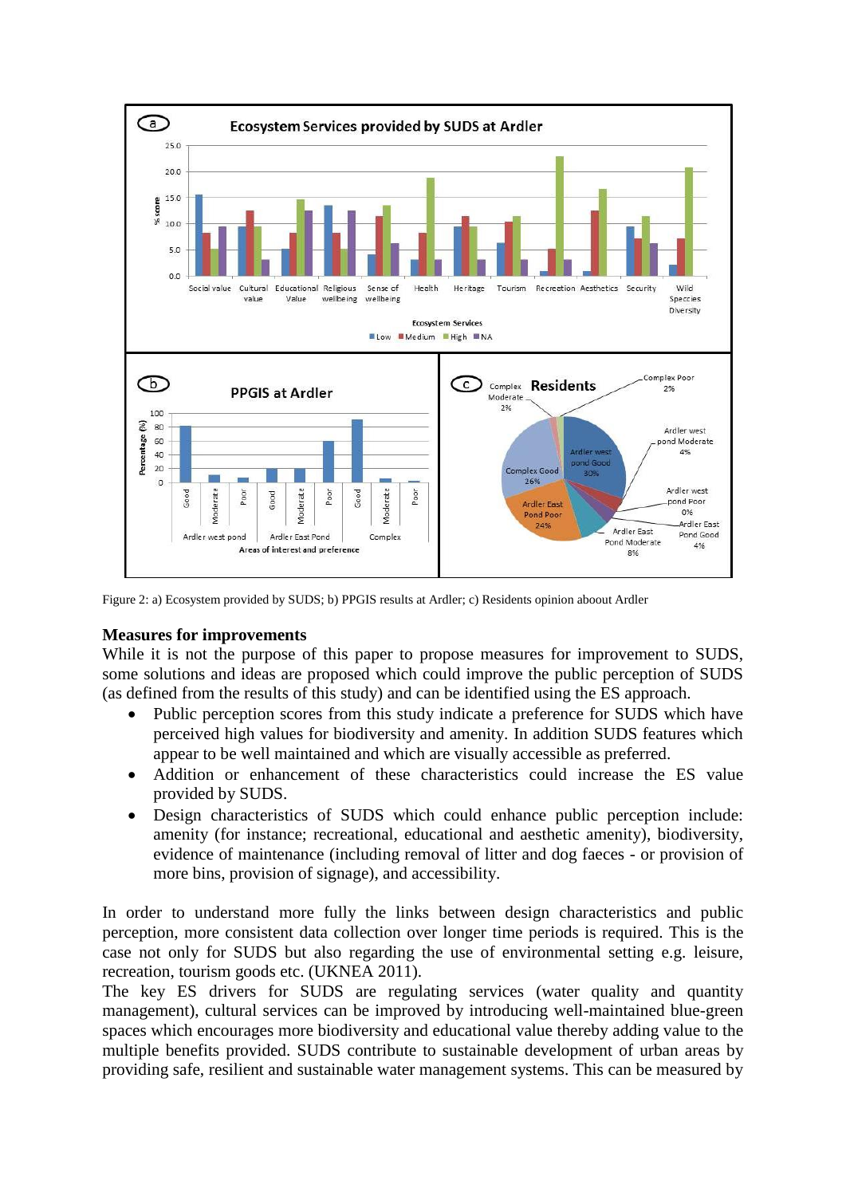Figure 2: a) Ecosystem provided by SUDS; b) PPGIS results at Ardler; c) Residents opinion aboout Ardler

## Measures for improvements

While it is not the purpose of this paper to propose measures for improvement to SUDS, some solutions and ideas are proposed which could improve the public perception of SUDS (as defined from the results of this study) and can be identified using the ES approach.

- Public perception scores from this study indicate a preference for SUDS which have perceived high values for biodiversity and amenity. In addition SUDS features which appear to be well maintained and which are visually accessible as preferred.
- Addition or enhancement of these characteristics could increase the ES value provided by SUDS.
- Design characteristics of SUDS which could enhance public perception include: amenity (for instance; recreational, educational and aesthetic amenity), biodiversity, evidence of maintenance (including removal of litter and dog faeces - or provision of more bins, provision of signage), and accessibility.

In order to understand more fully the links between design characteristics and public perception, more consistent data collection over longer time periods is required. This is the case not only for SUDS but also regarding the use of environmental setting e.g. leisure, recreation, tourism goods etc. (UKNEA 2011).

The key ES drivers for SUDS are regulating services (water quality and quantity management), cultural services can be improved by introducing well-maintained blue-green spaces which encourages more biodiversity and educational value thereby adding value to the multiple benefits provided. SUDS contribute to sustainable development of urban areas by providing safe, resilient and sustainable water management systems. This can be measured by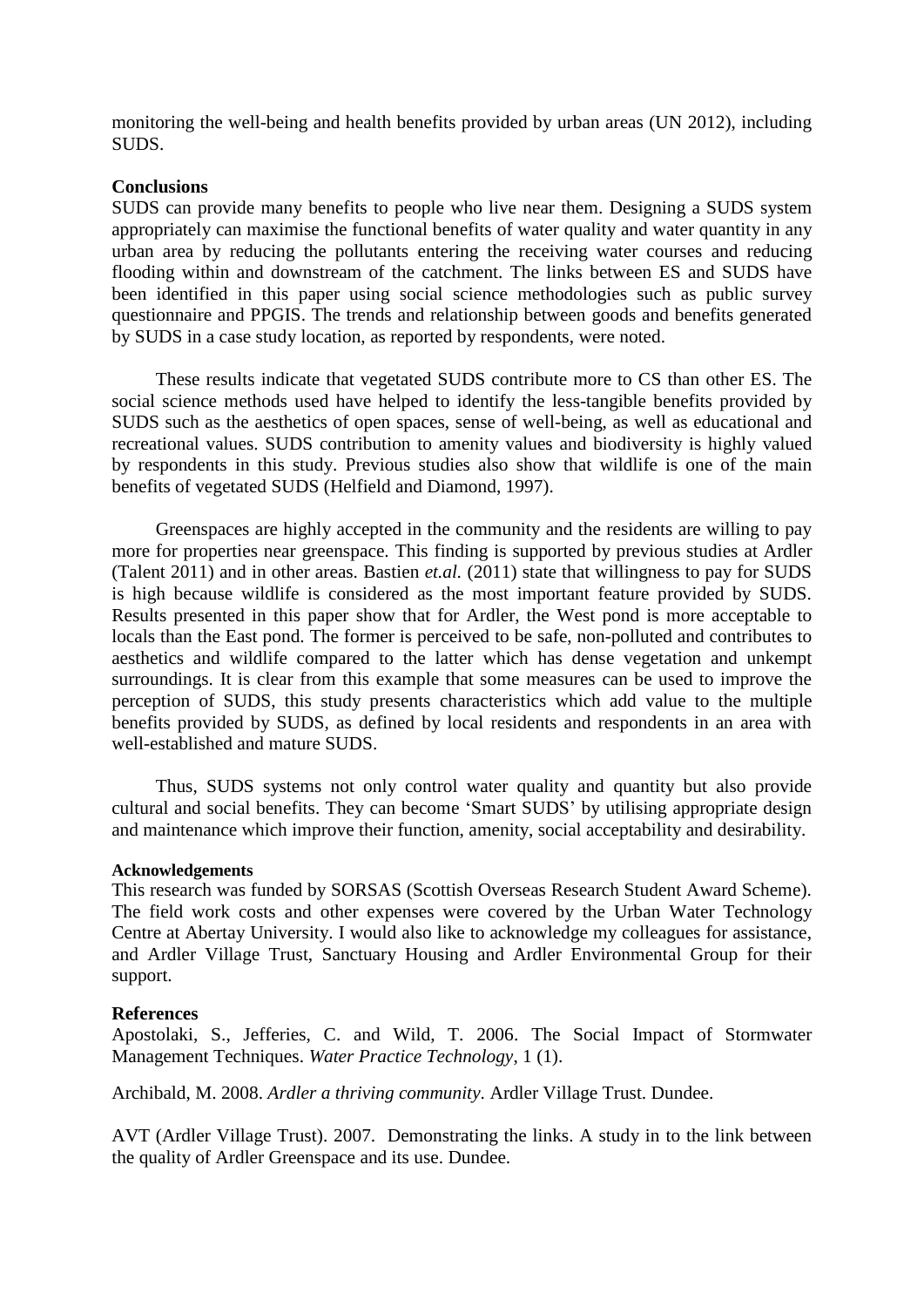monitoring the well-being and health benefits provided by urban areas (UN 2012), including SUDS.

## Conclusions

SUDS can provide many benefits to people who live near them. Designing a SUDS system appropriately can maximise the functional benefits of water quality and water quantity in any urban area by reducing the pollutants entering the receiving water courses and reducing flooding within and downstream of the catchment. The links between ES and SUDS have been identified in this paper using social science methodologies such as public survey questionnaire and PPGIS. The trends and relationship between goods and benefits generated by SUDS in a case study location, as reported by respondents, were noted.

These results indicate that vegetated SUDS contribute more to CS than other ES. The social science methods used have helped to identify the less-tangible benefits provided by SUDS such as the aesthetics of open spaces, sense of well-being, as well as educational and recreational values. SUDS contribution to amenity values and biodiversity is highly valued by respondents in this study. Previous studies also show that wildlife is one of the main benefits of vegetated SUDS (Helfield and Diamond, 1997).

Greenspaces are highly accepted in the community and the residents are willing to pay more for properties near greenspace. This finding is supported by previous studies at Ardler (Talent 2011) and in other areas. Bastien *et.al.* (2011) state that willingness to pay for SUDS is high because wildlife is considered as the most important feature provided by SUDS. Results presented in this paper show that for Ardler, the West pond is more acceptable to locals than the East pond. The former is perceived to be safe, non-polluted and contributes to aesthetics and wildlife compared to the latter which has dense vegetation and unkempt surroundings. It is clear from this example that some measures can be used to improve the perception of SUDS, this study presents characteristics which add value to the multiple benefits provided by SUDS, as defined by local residents and respondents in an area with well-established and mature SUDS.

Thus, SUDS systems not only control water quality and quantity but also provide cultural and social benefits. They can become 'Smart SUDS' by utilising appropriate design and maintenance which improve their function, amenity, social acceptability and desirability.

### Acknowledgements

This research was funded by SORSAS (Scottish Overseas Research Student Award Scheme). The field work costs and other expenses were covered by the Urban Water Technology Centre at Abertay University. I would also like to acknowledge my colleagues for assistance, and Ardler Village Trust, Sanctuary Housing and Ardler Environmental Group for their support.

## References

Apostolaki, S., Jefferies, C. and Wild, T. 2006. The Social Impact of Stormwater Management Techniques. *Water Practice Technology*, 1 (1).

Archibald, M. 2008. *Ardler a thriving community*. Ardler Village Trust. Dundee.

AVT (Ardler Village Trust). 2007. Demonstrating the links. A study in to the link between the quality of Ardler Greenspace and its use. Dundee.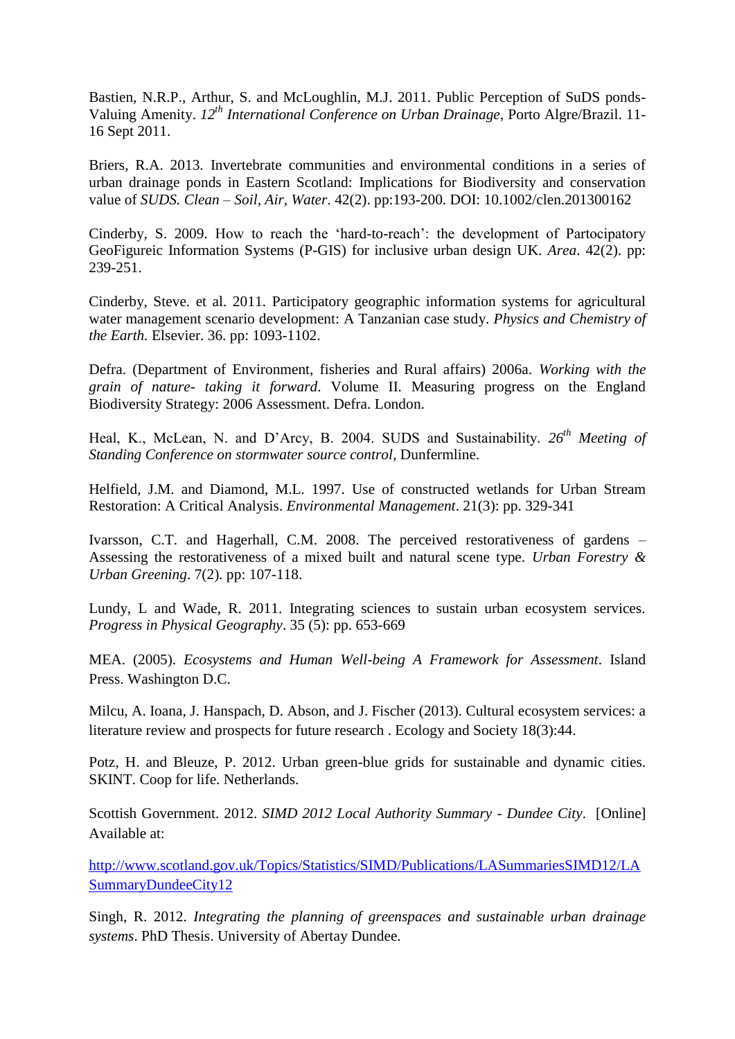Bastien, N.R.P., Arthur, S. and McLoughlin, M.J. 2011. Public Perception of SuDS ponds- Valuing Amenity. *12th International Conference on Urban Drainage*, Porto Algre/Brazil. 11-16 Sept 2011.

Briers, R.A. 2013. Invertebrate communities and environmental conditions in a series of urban drainage ponds in Eastern Scotland: Implications for Biodiversity and conservation value of *SUDS. Clean – Soil, Air, Water*. 42(2). pp:193-200. DOI: 10.1002/clen.201300162

Cinderby, S. 2009. How to reach the 'hard-to-reach': the development of Partocipatory GeoFigureic Information Systems (P-GIS) for inclusive urban design UK. *Area*. 42(2). pp: 239-251.

Cinderby, Steve. et al. 2011. Participatory geographic information systems for agricultural water management scenario development: A Tanzanian case study. *Physics and Chemistry of the Earth.* Elsevier. 36. pp: 1093-1102.

Defra. (Department of Environment, fisheries and Rural affairs) 2006a. *Working with the grain of nature- taking it forward*. Volume II. Measuring progress on the England Biodiversity Strategy: 2006 Assessment. Defra. London.

Heal, K., McLean, N. and D'Arcy, B. 2004. SUDS and Sustainability. *26th Meeting of Standing Conference on stormwater source control*, Dunfermline.

Helfield, J.M. and Diamond, M.L. 1997. Use of constructed wetlands for Urban Stream Restoration: A Critical Analysis. *Environmental Management*. 21(3): pp. 329-341

Ivarsson, C.T. and Hagerhall, C.M. 2008. The perceived restorativeness of gardens – Assessing the restorativeness of a mixed built and natural scene type. *Urban Forestry & Urban Greening*. 7(2). pp: 107-118.

Lundy, L and Wade, R. 2011. Integrating sciences to sustain urban ecosystem services. *Progress in Physical Geography*. 35 (5): pp. 653-669

MEA. (2005). *Ecosystems and Human Well-being A Framework for Assessment*. Island Press. Washington D.C.

Milcu, A. Ioana, J. Hanspach, D. Abson, and J. Fischer (2013). Cultural ecosystem services: a literature review and prospects for future research . Ecology and Society 18(3):44.

Potz, H. and Bleuze, P. 2012. Urban green-blue grids for sustainable and dynamic cities. SKINT. Coop for life. Netherlands.

Scottish Government. 2012. *SIMD 2012 Local Authority Summary - Dundee City*. [Online] Available at:

http://www.scotland.gov.uk/Topics/Statistics/SIMD/Publications/LASummariesSIMD12/LASummaryDundeeCity12

Singh, R. 2012. *Integrating the planning of greenspaces and sustainable urban drainage systems*. PhD Thesis. University of Abertay Dundee.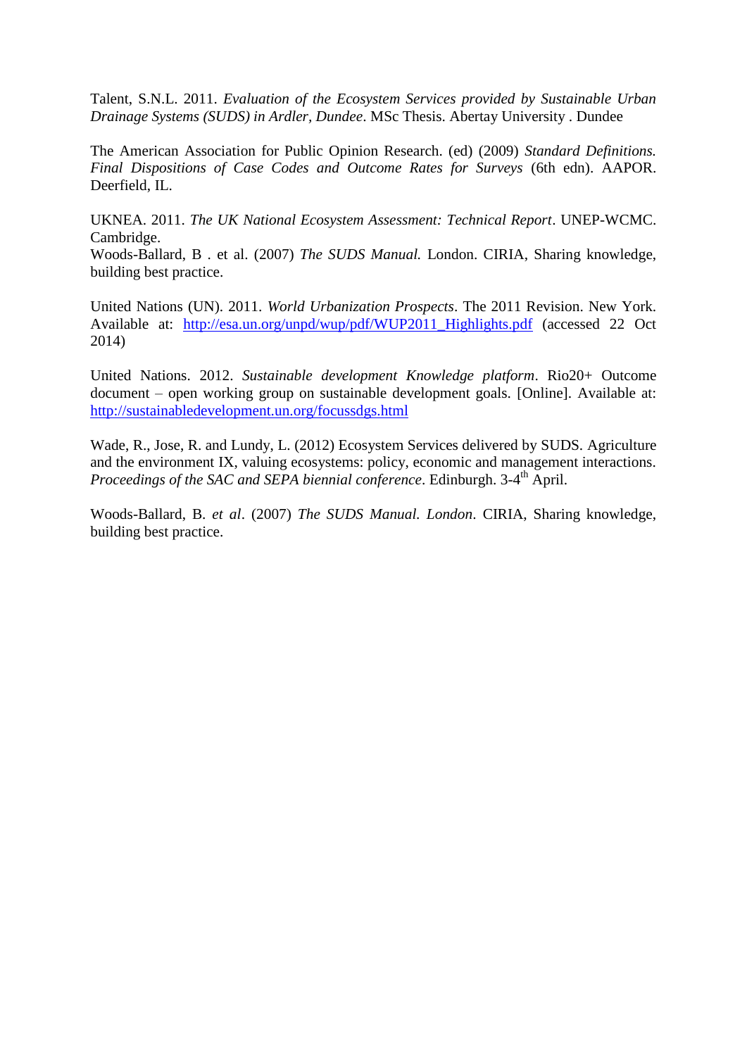Talent, S.N.L. 2011. *Evaluation of the Ecosystem Services provided by Sustainable Urban Drainage Systems (SUDS) in Ardler, Dundee*. MSc Thesis. Abertay University . Dundee

The American Association for Public Opinion Research. (ed) (2009) *Standard Definitions. Final Dispositions of Case Codes and Outcome Rates for Surveys* (6th edn). AAPOR. Deerfield, IL.

UKNEA. 2011. *The UK National Ecosystem Assessment: Technical Report*. UNEP-WCMC. Cambridge.
Woods-Ballard, B . et al. (2007) *The SUDS Manual.* London. CIRIA, Sharing knowledge, building best practice.

United Nations (UN). 2011. *World Urbanization Prospects*. The 2011 Revision. New York. Available at: http://esa.un.org/unpd/wup/pdf/WUP2011_Highlights.pdf (accessed 22 Oct 2014)

United Nations. 2012. *Sustainable development Knowledge platform*. Rio20+ Outcome document – open working group on sustainable development goals. [Online]. Available at: http://sustainabledevelopment.un.org/focussdgs.html

Wade, R., Jose, R. and Lundy, L. (2012) Ecosystem Services delivered by SUDS. Agriculture and the environment IX, valuing ecosystems: policy, economic and management interactions. *Proceedings of the SAC and SEPA biennial conference*. Edinburgh. 3-4th April.

Woods-Ballard, B. *et al*. (2007) *The SUDS Manual. London*. CIRIA, Sharing knowledge, building best practice.